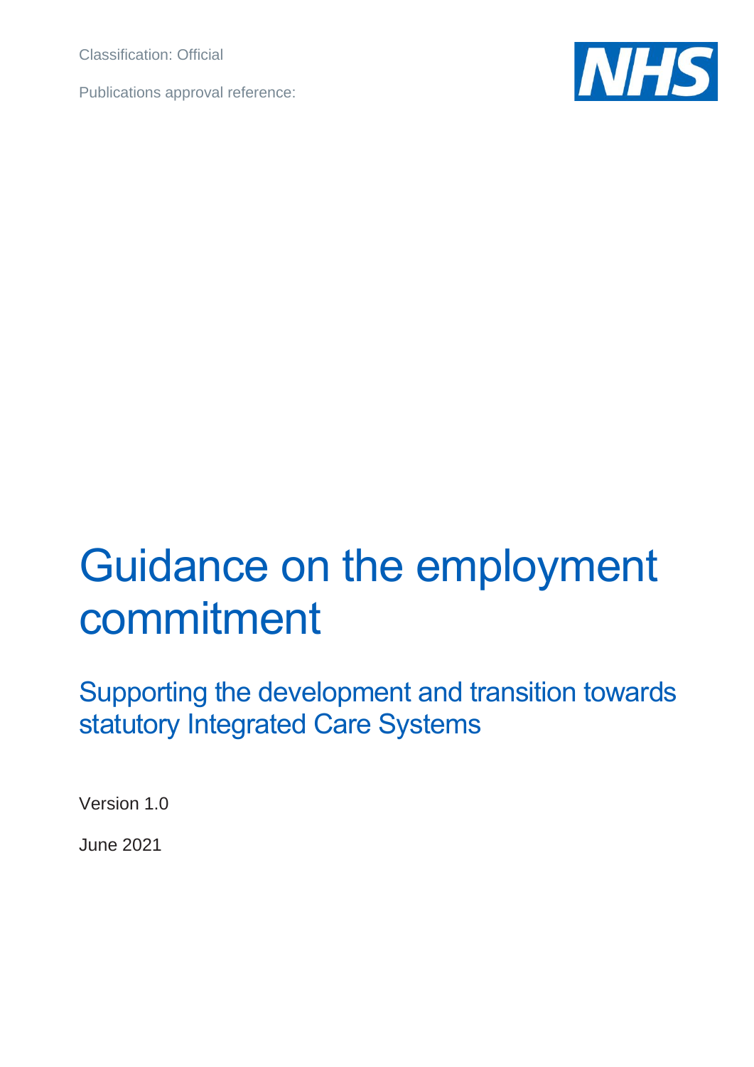Classification: Official

Publications approval reference:

# Guidance on the employment commitment

## Supporting the development and transition towards statutory Integrated Care Systems

Version 1.0

June 2021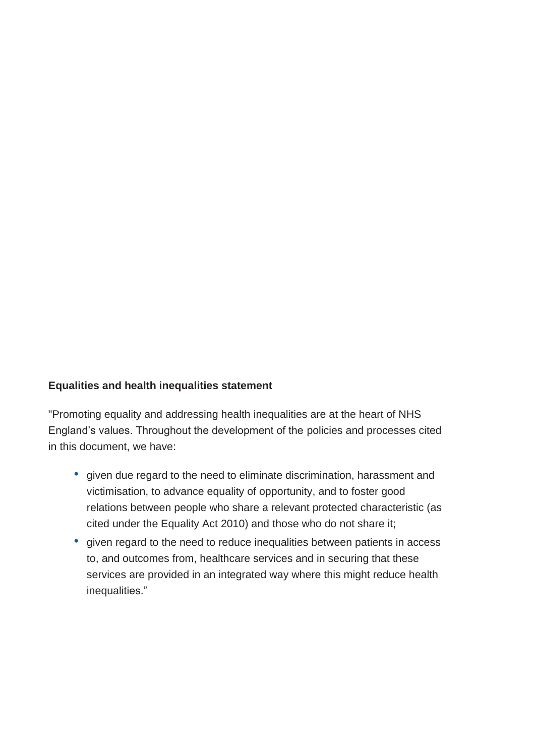**Equalities and health inequalities statement**

"Promoting equality and addressing health inequalities are at the heart of NHS England's values. Throughout the development of the policies and processes cited in this document, we have:

- given due regard to the need to eliminate discrimination, harassment and victimisation, to advance equality of opportunity, and to foster good relations between people who share a relevant protected characteristic (as cited under the Equality Act 2010) and those who do not share it;
- given regard to the need to reduce inequalities between patients in access to, and outcomes from, healthcare services and in securing that these services are provided in an integrated way where this might reduce health inequalities."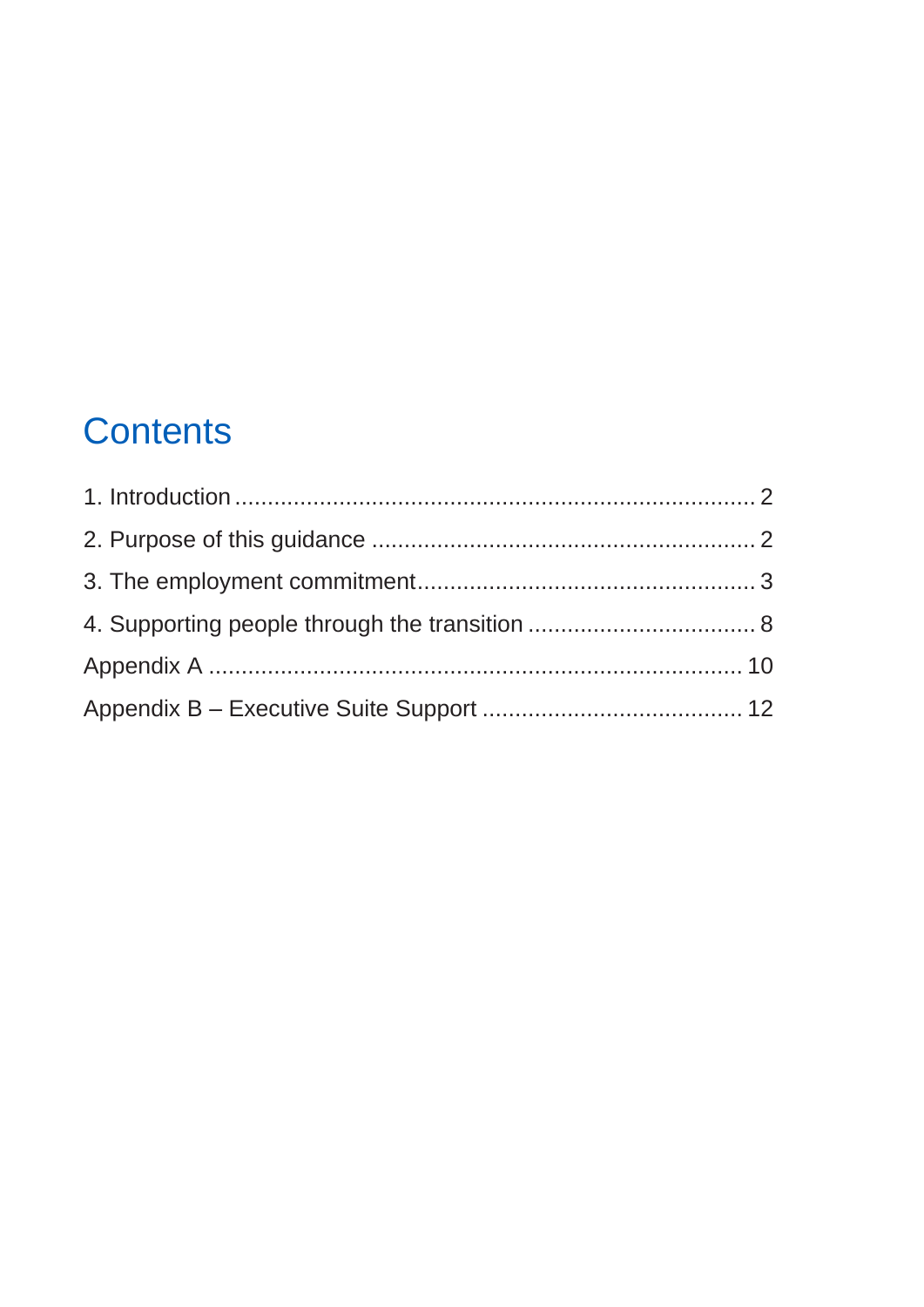# Contents

1. Introduction ........................................................................ 2
2. Purpose of this guidance ........................................................ 2
3. The employment commitment .................................................... 3
4. Supporting people through the transition .................................. 8

Appendix A ........................................................................ 10

Appendix B – Executive Suite Support ........................................ 12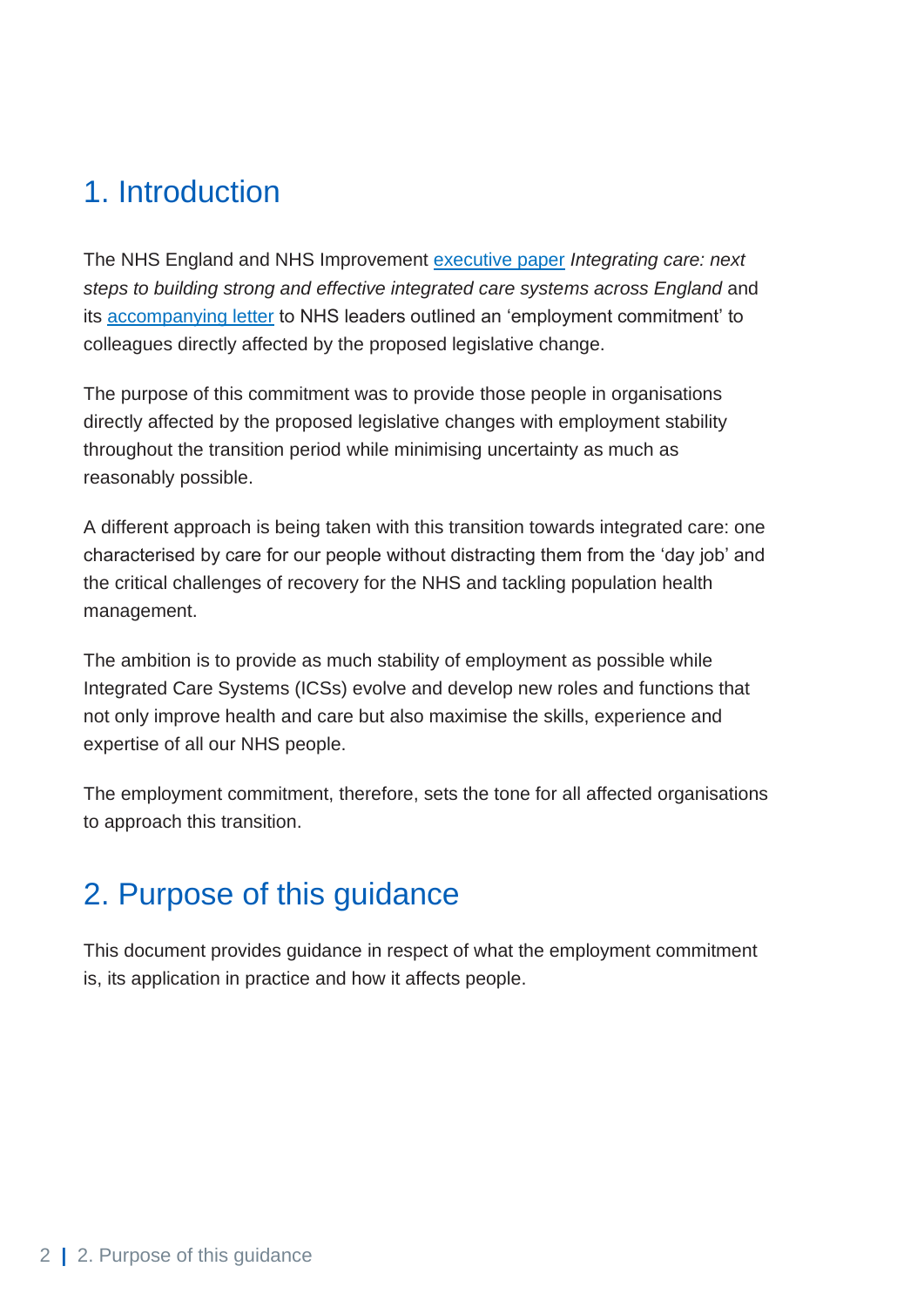## 1. Introduction

The NHS England and NHS Improvement executive paper *Integrating care: next steps to building strong and effective integrated care systems across England* and its accompanying letter to NHS leaders outlined an 'employment commitment' to colleagues directly affected by the proposed legislative change.

The purpose of this commitment was to provide those people in organisations directly affected by the proposed legislative changes with employment stability throughout the transition period while minimising uncertainty as much as reasonably possible.

A different approach is being taken with this transition towards integrated care: one characterised by care for our people without distracting them from the 'day job' and the critical challenges of recovery for the NHS and tackling population health management.

The ambition is to provide as much stability of employment as possible while Integrated Care Systems (ICSs) evolve and develop new roles and functions that not only improve health and care but also maximise the skills, experience and expertise of all our NHS people.

The employment commitment, therefore, sets the tone for all affected organisations to approach this transition.

## 2. Purpose of this guidance

This document provides guidance in respect of what the employment commitment is, its application in practice and how it affects people.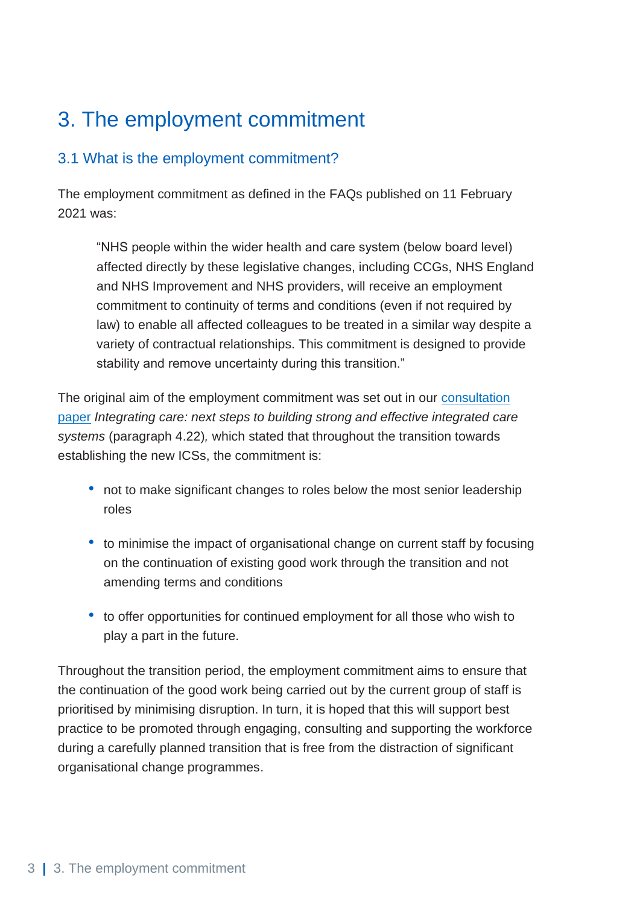# 3. The employment commitment

## 3.1 What is the employment commitment?

The employment commitment as defined in the FAQs published on 11 February 2021 was:

> "NHS people within the wider health and care system (below board level) affected directly by these legislative changes, including CCGs, NHS England and NHS Improvement and NHS providers, will receive an employment commitment to continuity of terms and conditions (even if not required by law) to enable all affected colleagues to be treated in a similar way despite a variety of contractual relationships. This commitment is designed to provide stability and remove uncertainty during this transition."

The original aim of the employment commitment was set out in our consultation paper *Integrating care: next steps to building strong and effective integrated care systems* (paragraph 4.22), which stated that throughout the transition towards establishing the new ICSs, the commitment is:

- not to make significant changes to roles below the most senior leadership roles
- to minimise the impact of organisational change on current staff by focusing on the continuation of existing good work through the transition and not amending terms and conditions
- to offer opportunities for continued employment for all those who wish to play a part in the future.

Throughout the transition period, the employment commitment aims to ensure that the continuation of the good work being carried out by the current group of staff is prioritised by minimising disruption. In turn, it is hoped that this will support best practice to be promoted through engaging, consulting and supporting the workforce during a carefully planned transition that is free from the distraction of significant organisational change programmes.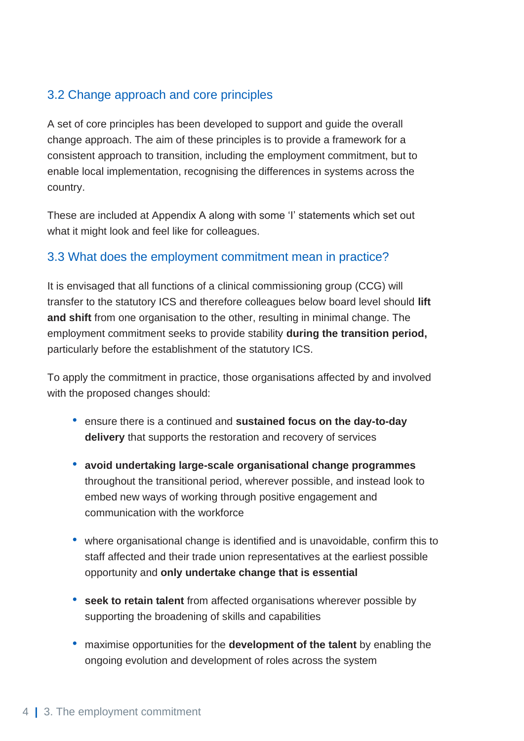### 3.2 Change approach and core principles

A set of core principles has been developed to support and guide the overall change approach. The aim of these principles is to provide a framework for a consistent approach to transition, including the employment commitment, but to enable local implementation, recognising the differences in systems across the country.

These are included at Appendix A along with some 'I' statements which set out what it might look and feel like for colleagues.

### 3.3 What does the employment commitment mean in practice?

It is envisaged that all functions of a clinical commissioning group (CCG) will transfer to the statutory ICS and therefore colleagues below board level should **lift and shift** from one organisation to the other, resulting in minimal change. The employment commitment seeks to provide stability **during the transition period,** particularly before the establishment of the statutory ICS.

To apply the commitment in practice, those organisations affected by and involved with the proposed changes should:

- ensure there is a continued and **sustained focus on the day-to-day delivery** that supports the restoration and recovery of services
- **avoid undertaking large-scale organisational change programmes** throughout the transitional period, wherever possible, and instead look to embed new ways of working through positive engagement and communication with the workforce
- where organisational change is identified and is unavoidable, confirm this to staff affected and their trade union representatives at the earliest possible opportunity and **only undertake change that is essential**
- **seek to retain talent** from affected organisations wherever possible by supporting the broadening of skills and capabilities
- maximise opportunities for the **development of the talent** by enabling the ongoing evolution and development of roles across the system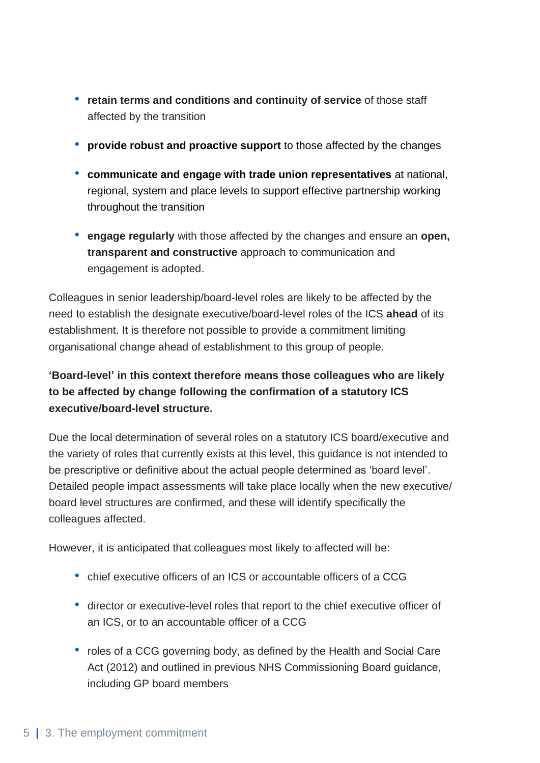- **retain terms and conditions and continuity of service** of those staff affected by the transition
- **provide robust and proactive support** to those affected by the changes
- **communicate and engage with trade union representatives** at national, regional, system and place levels to support effective partnership working throughout the transition
- **engage regularly** with those affected by the changes and ensure an **open, transparent and constructive** approach to communication and engagement is adopted.

Colleagues in senior leadership/board-level roles are likely to be affected by the need to establish the designate executive/board-level roles of the ICS **ahead** of its establishment. It is therefore not possible to provide a commitment limiting organisational change ahead of establishment to this group of people.

**'Board-level' in this context therefore means those colleagues who are likely to be affected by change following the confirmation of a statutory ICS executive/board-level structure.**

Due the local determination of several roles on a statutory ICS board/executive and the variety of roles that currently exists at this level, this guidance is not intended to be prescriptive or definitive about the actual people determined as 'board level'. Detailed people impact assessments will take place locally when the new executive/board level structures are confirmed, and these will identify specifically the colleagues affected.

However, it is anticipated that colleagues most likely to affected will be:

- chief executive officers of an ICS or accountable officers of a CCG
- director or executive-level roles that report to the chief executive officer of an ICS, or to an accountable officer of a CCG
- roles of a CCG governing body, as defined by the Health and Social Care Act (2012) and outlined in previous NHS Commissioning Board guidance, including GP board members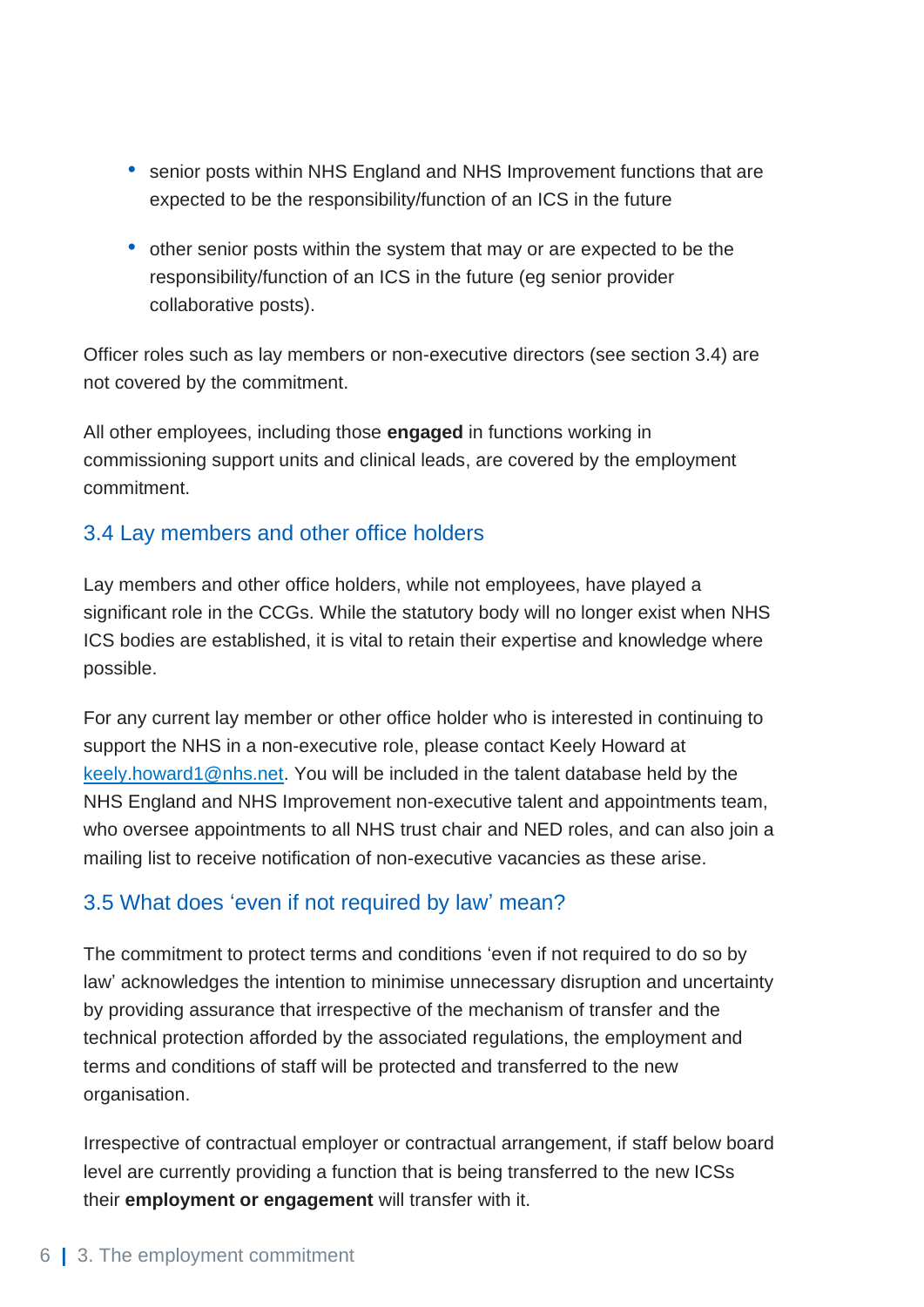- senior posts within NHS England and NHS Improvement functions that are expected to be the responsibility/function of an ICS in the future
- other senior posts within the system that may or are expected to be the responsibility/function of an ICS in the future (eg senior provider collaborative posts).

Officer roles such as lay members or non-executive directors (see section 3.4) are not covered by the commitment.

All other employees, including those **engaged** in functions working in commissioning support units and clinical leads, are covered by the employment commitment.

## 3.4 Lay members and other office holders

Lay members and other office holders, while not employees, have played a significant role in the CCGs. While the statutory body will no longer exist when NHS ICS bodies are established, it is vital to retain their expertise and knowledge where possible.

For any current lay member or other office holder who is interested in continuing to support the NHS in a non-executive role, please contact Keely Howard at keely.howard1@nhs.net. You will be included in the talent database held by the NHS England and NHS Improvement non-executive talent and appointments team, who oversee appointments to all NHS trust chair and NED roles, and can also join a mailing list to receive notification of non-executive vacancies as these arise.

## 3.5 What does 'even if not required by law' mean?

The commitment to protect terms and conditions 'even if not required to do so by law' acknowledges the intention to minimise unnecessary disruption and uncertainty by providing assurance that irrespective of the mechanism of transfer and the technical protection afforded by the associated regulations, the employment and terms and conditions of staff will be protected and transferred to the new organisation.

Irrespective of contractual employer or contractual arrangement, if staff below board level are currently providing a function that is being transferred to the new ICSs their **employment or engagement** will transfer with it.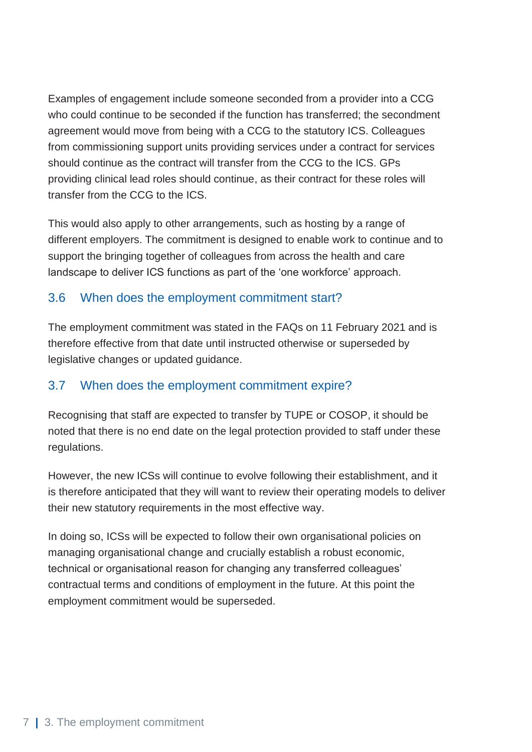Examples of engagement include someone seconded from a provider into a CCG who could continue to be seconded if the function has transferred; the secondment agreement would move from being with a CCG to the statutory ICS. Colleagues from commissioning support units providing services under a contract for services should continue as the contract will transfer from the CCG to the ICS. GPs providing clinical lead roles should continue, as their contract for these roles will transfer from the CCG to the ICS.

This would also apply to other arrangements, such as hosting by a range of different employers. The commitment is designed to enable work to continue and to support the bringing together of colleagues from across the health and care landscape to deliver ICS functions as part of the 'one workforce' approach.

### 3.6 When does the employment commitment start?

The employment commitment was stated in the FAQs on 11 February 2021 and is therefore effective from that date until instructed otherwise or superseded by legislative changes or updated guidance.

### 3.7 When does the employment commitment expire?

Recognising that staff are expected to transfer by TUPE or COSOP, it should be noted that there is no end date on the legal protection provided to staff under these regulations.

However, the new ICSs will continue to evolve following their establishment, and it is therefore anticipated that they will want to review their operating models to deliver their new statutory requirements in the most effective way.

In doing so, ICSs will be expected to follow their own organisational policies on managing organisational change and crucially establish a robust economic, technical or organisational reason for changing any transferred colleagues' contractual terms and conditions of employment in the future. At this point the employment commitment would be superseded.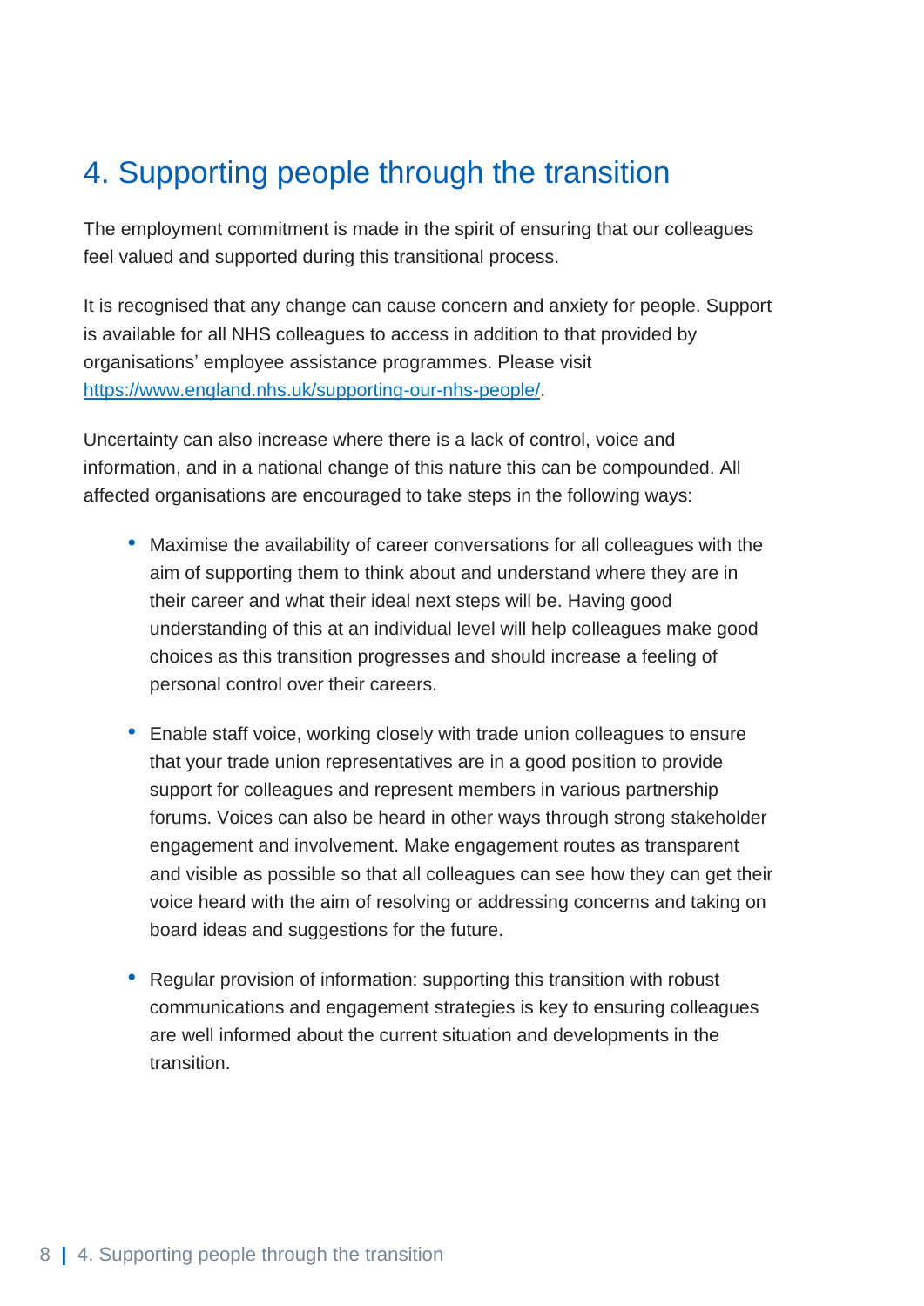# 4. Supporting people through the transition

The employment commitment is made in the spirit of ensuring that our colleagues feel valued and supported during this transitional process.

It is recognised that any change can cause concern and anxiety for people. Support is available for all NHS colleagues to access in addition to that provided by organisations' employee assistance programmes. Please visit [https://www.england.nhs.uk/supporting-our-nhs-people/](https://www.england.nhs.uk/supporting-our-nhs-people/).

Uncertainty can also increase where there is a lack of control, voice and information, and in a national change of this nature this can be compounded. All affected organisations are encouraged to take steps in the following ways:

- Maximise the availability of career conversations for all colleagues with the aim of supporting them to think about and understand where they are in their career and what their ideal next steps will be. Having good understanding of this at an individual level will help colleagues make good choices as this transition progresses and should increase a feeling of personal control over their careers.
- Enable staff voice, working closely with trade union colleagues to ensure that your trade union representatives are in a good position to provide support for colleagues and represent members in various partnership forums. Voices can also be heard in other ways through strong stakeholder engagement and involvement. Make engagement routes as transparent and visible as possible so that all colleagues can see how they can get their voice heard with the aim of resolving or addressing concerns and taking on board ideas and suggestions for the future.
- Regular provision of information: supporting this transition with robust communications and engagement strategies is key to ensuring colleagues are well informed about the current situation and developments in the transition.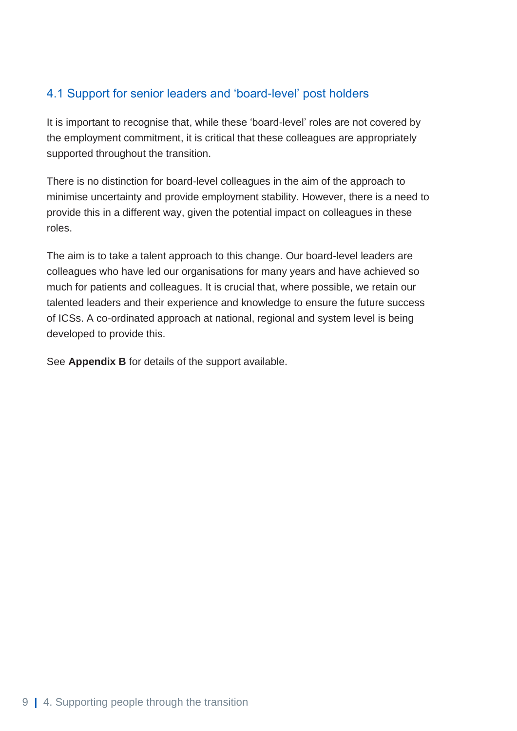### 4.1 Support for senior leaders and 'board-level' post holders

It is important to recognise that, while these 'board-level' roles are not covered by the employment commitment, it is critical that these colleagues are appropriately supported throughout the transition.

There is no distinction for board-level colleagues in the aim of the approach to minimise uncertainty and provide employment stability. However, there is a need to provide this in a different way, given the potential impact on colleagues in these roles.

The aim is to take a talent approach to this change. Our board-level leaders are colleagues who have led our organisations for many years and have achieved so much for patients and colleagues. It is crucial that, where possible, we retain our talented leaders and their experience and knowledge to ensure the future success of ICSs. A co-ordinated approach at national, regional and system level is being developed to provide this.

See **Appendix B** for details of the support available.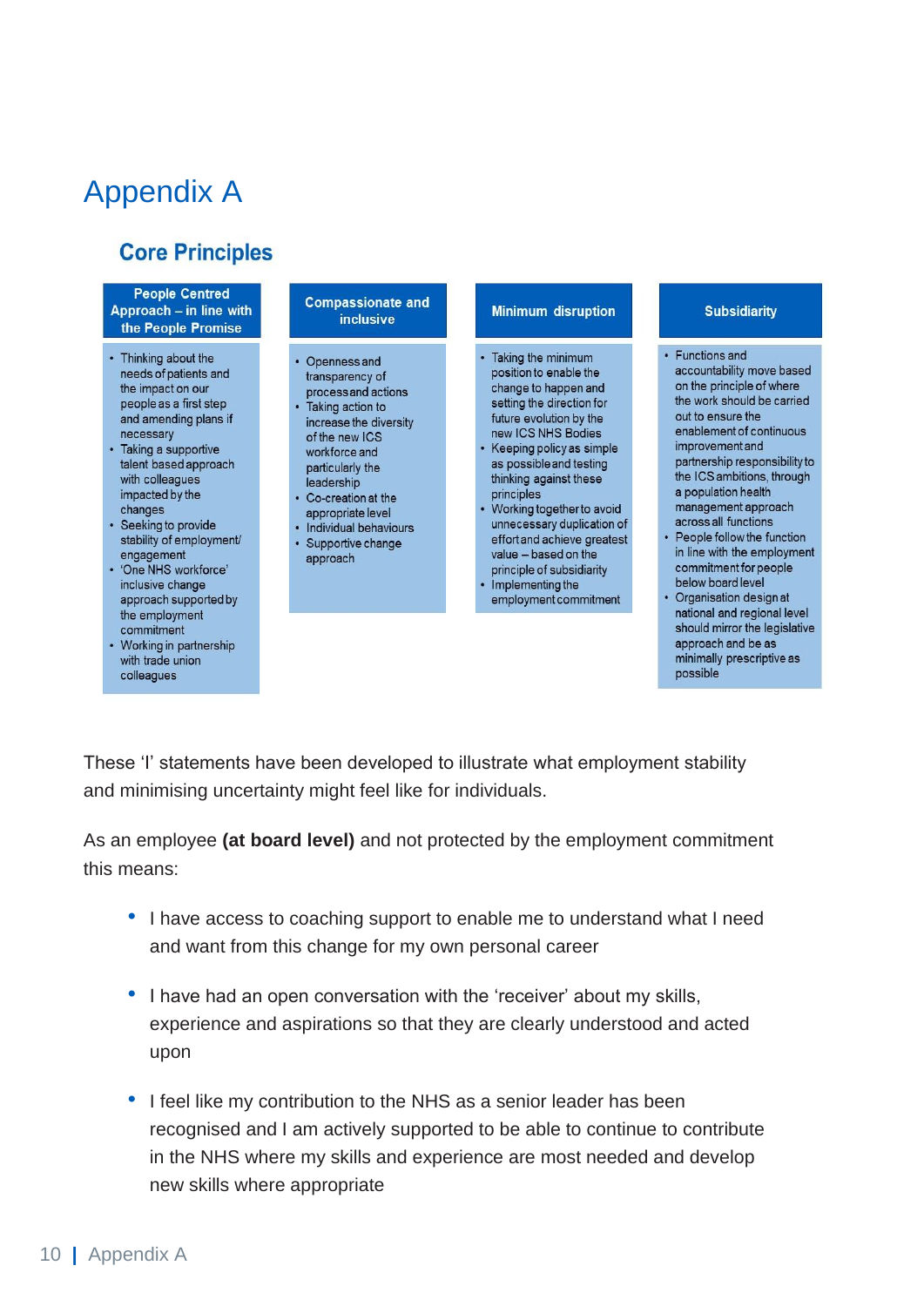# Appendix A

## Core Principles

| People Centred Approach – in line with the People Promise | Compassionate and inclusive | Minimum disruption | Subsidiarity |
|---|---|---|---|
| • Thinking about the needs of patients and the impact on our people as a first step and amending plans if necessary<br>• Taking a supportive talent based approach with colleagues impacted by the changes<br>• Seeking to provide stability of employment/ engagement<br>• 'One NHS workforce' inclusive change approach supported by the employment commitment<br>• Working in partnership with trade union colleagues | • Openness and transparency of process and actions<br>• Taking action to increase the diversity of the new ICS workforce and particularly the leadership<br>• Co-creation at the appropriate level<br>• Individual behaviours<br>• Supportive change approach | • Taking the minimum position to enable the change to happen and setting the direction for future evolution by the new ICS NHS Bodies<br>• Keeping policy as simple as possible and testing thinking against these principles<br>• Working together to avoid unnecessary duplication of effort and achieve greatest value – based on the principle of subsidiarity<br>• Implementing the employment commitment | • Functions and accountability move based on the principle of where the work should be carried out to ensure the enablement of continuous improvement and partnership responsibility to the ICS ambitions, through a population health management approach across all functions<br>• People follow the function in line with the employment commitment for people below board level<br>• Organisation design at national and regional level should mirror the legislative approach and be as minimally prescriptive as possible |

These 'I' statements have been developed to illustrate what employment stability and minimising uncertainty might feel like for individuals.

As an employee **(at board level)** and not protected by the employment commitment this means:

- I have access to coaching support to enable me to understand what I need and want from this change for my own personal career
- I have had an open conversation with the 'receiver' about my skills, experience and aspirations so that they are clearly understood and acted upon
- I feel like my contribution to the NHS as a senior leader has been recognised and I am actively supported to be able to continue to contribute in the NHS where my skills and experience are most needed and develop new skills where appropriate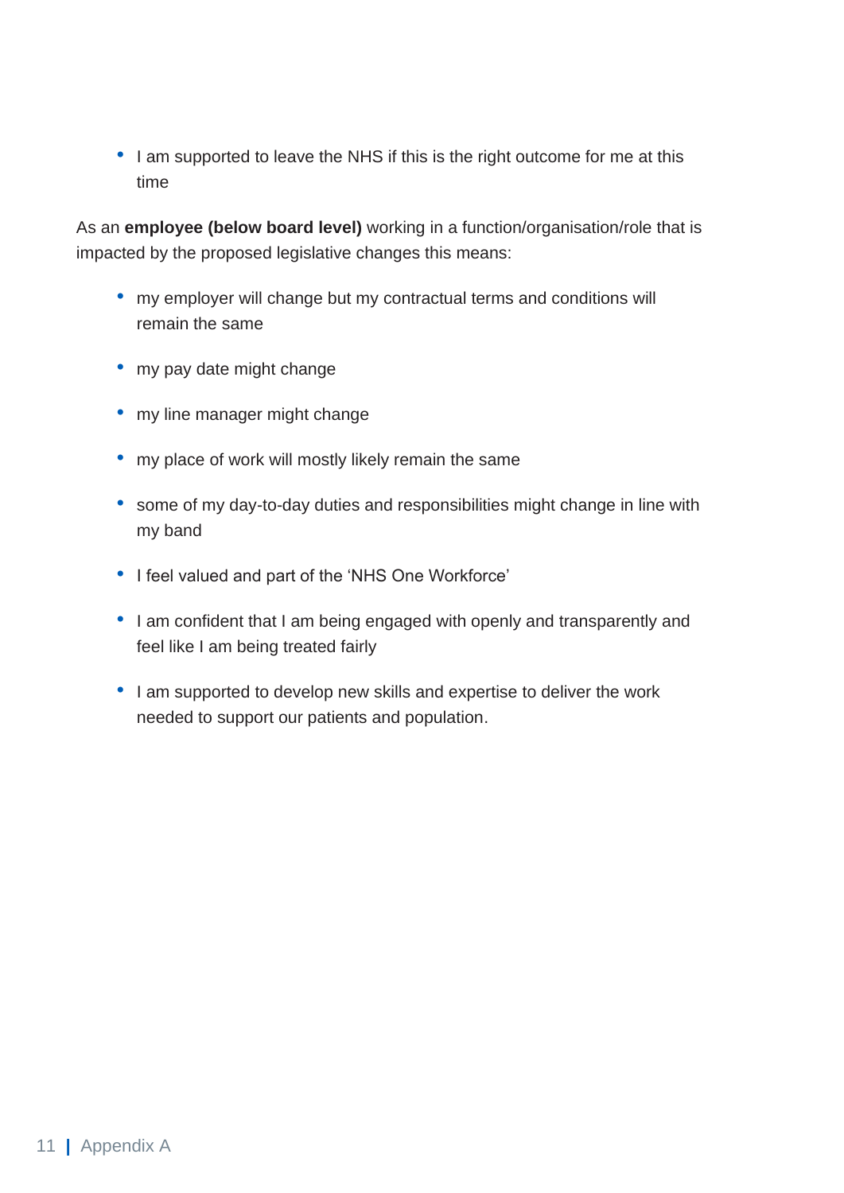- I am supported to leave the NHS if this is the right outcome for me at this time

As an **employee (below board level)** working in a function/organisation/role that is impacted by the proposed legislative changes this means:

- my employer will change but my contractual terms and conditions will remain the same
- my pay date might change
- my line manager might change
- my place of work will mostly likely remain the same
- some of my day-to-day duties and responsibilities might change in line with my band
- I feel valued and part of the 'NHS One Workforce'
- I am confident that I am being engaged with openly and transparently and feel like I am being treated fairly
- I am supported to develop new skills and expertise to deliver the work needed to support our patients and population.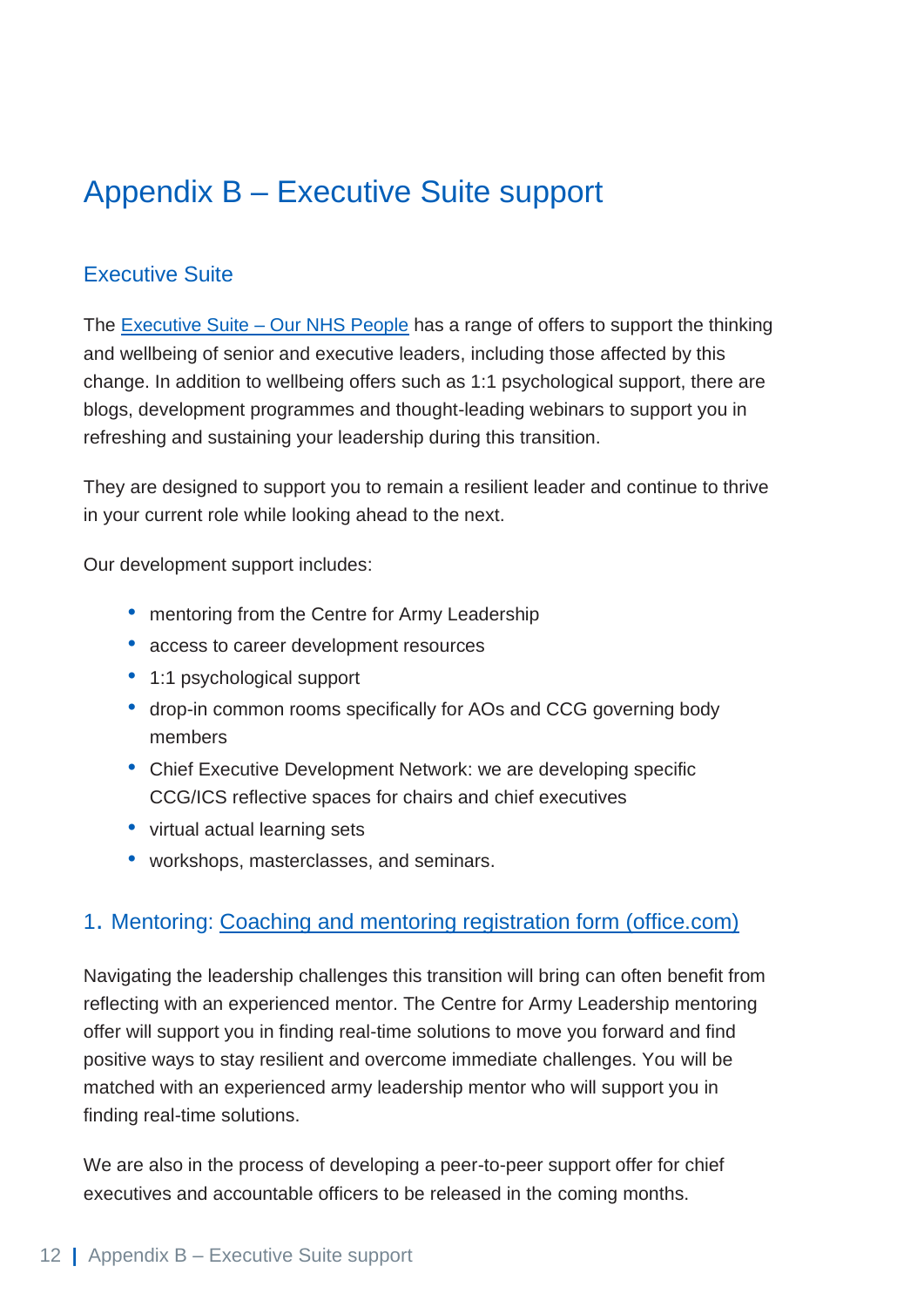# Appendix B – Executive Suite support

## Executive Suite

The Executive Suite – Our NHS People has a range of offers to support the thinking and wellbeing of senior and executive leaders, including those affected by this change. In addition to wellbeing offers such as 1:1 psychological support, there are blogs, development programmes and thought-leading webinars to support you in refreshing and sustaining your leadership during this transition.

They are designed to support you to remain a resilient leader and continue to thrive in your current role while looking ahead to the next.

Our development support includes:

- mentoring from the Centre for Army Leadership
- access to career development resources
- 1:1 psychological support
- drop-in common rooms specifically for AOs and CCG governing body members
- Chief Executive Development Network: we are developing specific CCG/ICS reflective spaces for chairs and chief executives
- virtual actual learning sets
- workshops, masterclasses, and seminars.

## 1. Mentoring: Coaching and mentoring registration form (office.com)

Navigating the leadership challenges this transition will bring can often benefit from reflecting with an experienced mentor. The Centre for Army Leadership mentoring offer will support you in finding real-time solutions to move you forward and find positive ways to stay resilient and overcome immediate challenges. You will be matched with an experienced army leadership mentor who will support you in finding real-time solutions.

We are also in the process of developing a peer-to-peer support offer for chief executives and accountable officers to be released in the coming months.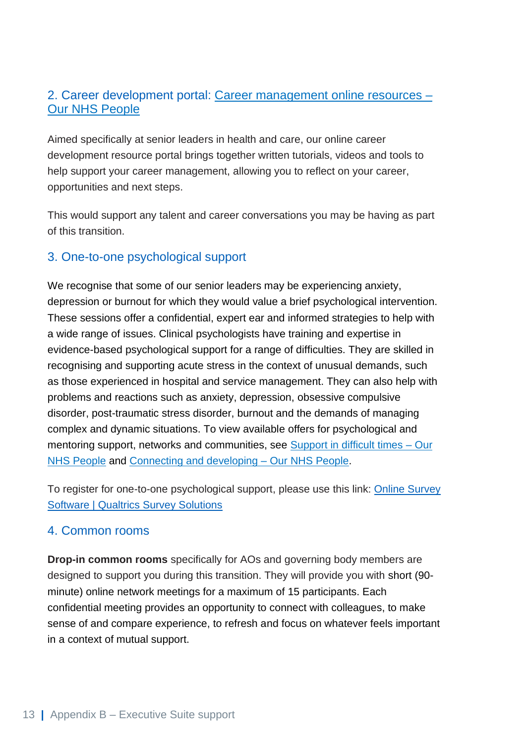## 2. Career development portal: Career management online resources – Our NHS People

Aimed specifically at senior leaders in health and care, our online career development resource portal brings together written tutorials, videos and tools to help support your career management, allowing you to reflect on your career, opportunities and next steps.

This would support any talent and career conversations you may be having as part of this transition.

## 3. One-to-one psychological support

We recognise that some of our senior leaders may be experiencing anxiety, depression or burnout for which they would value a brief psychological intervention. These sessions offer a confidential, expert ear and informed strategies to help with a wide range of issues. Clinical psychologists have training and expertise in evidence-based psychological support for a range of difficulties. They are skilled in recognising and supporting acute stress in the context of unusual demands, such as those experienced in hospital and service management. They can also help with problems and reactions such as anxiety, depression, obsessive compulsive disorder, post-traumatic stress disorder, burnout and the demands of managing complex and dynamic situations. To view available offers for psychological and mentoring support, networks and communities, see Support in difficult times – Our NHS People and Connecting and developing – Our NHS People.

To register for one-to-one psychological support, please use this link: Online Survey Software | Qualtrics Survey Solutions

## 4. Common rooms

**Drop-in common rooms** specifically for AOs and governing body members are designed to support you during this transition. They will provide you with short (90-minute) online network meetings for a maximum of 15 participants. Each confidential meeting provides an opportunity to connect with colleagues, to make sense of and compare experience, to refresh and focus on whatever feels important in a context of mutual support.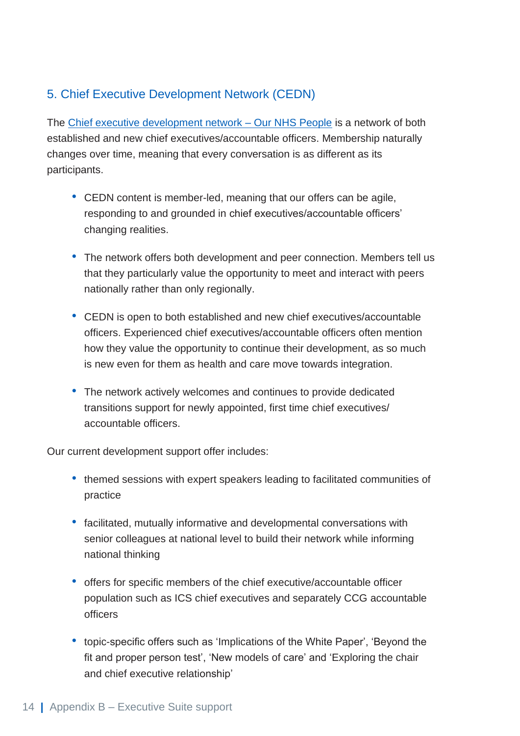## 5. Chief Executive Development Network (CEDN)

The Chief executive development network – Our NHS People is a network of both established and new chief executives/accountable officers. Membership naturally changes over time, meaning that every conversation is as different as its participants.

- CEDN content is member-led, meaning that our offers can be agile, responding to and grounded in chief executives/accountable officers' changing realities.
- The network offers both development and peer connection. Members tell us that they particularly value the opportunity to meet and interact with peers nationally rather than only regionally.
- CEDN is open to both established and new chief executives/accountable officers. Experienced chief executives/accountable officers often mention how they value the opportunity to continue their development, as so much is new even for them as health and care move towards integration.
- The network actively welcomes and continues to provide dedicated transitions support for newly appointed, first time chief executives/ accountable officers.

Our current development support offer includes:

- themed sessions with expert speakers leading to facilitated communities of practice
- facilitated, mutually informative and developmental conversations with senior colleagues at national level to build their network while informing national thinking
- offers for specific members of the chief executive/accountable officer population such as ICS chief executives and separately CCG accountable officers
- topic-specific offers such as 'Implications of the White Paper', 'Beyond the fit and proper person test', 'New models of care' and 'Exploring the chair and chief executive relationship'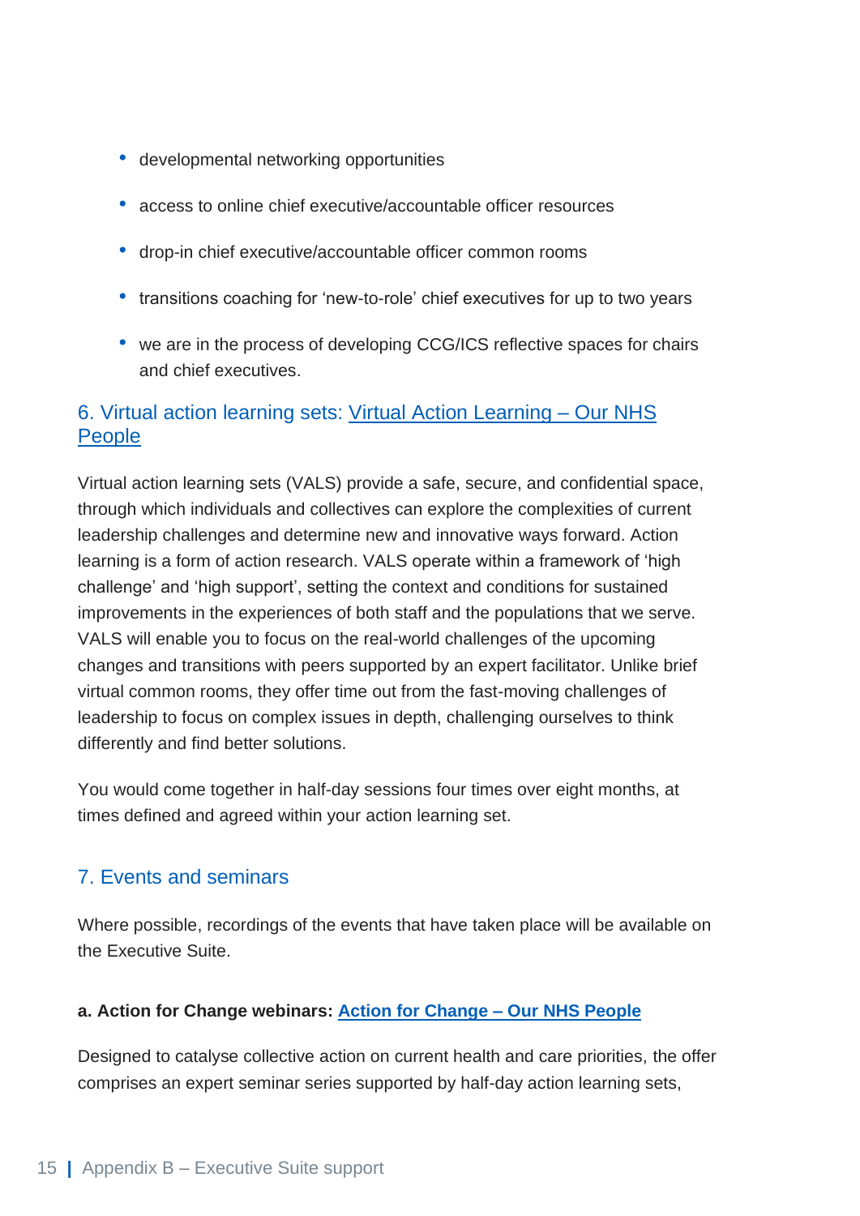- developmental networking opportunities
- access to online chief executive/accountable officer resources
- drop-in chief executive/accountable officer common rooms
- transitions coaching for 'new-to-role' chief executives for up to two years
- we are in the process of developing CCG/ICS reflective spaces for chairs and chief executives.

## 6. Virtual action learning sets: Virtual Action Learning – Our NHS People

Virtual action learning sets (VALS) provide a safe, secure, and confidential space, through which individuals and collectives can explore the complexities of current leadership challenges and determine new and innovative ways forward. Action learning is a form of action research. VALS operate within a framework of 'high challenge' and 'high support', setting the context and conditions for sustained improvements in the experiences of both staff and the populations that we serve. VALS will enable you to focus on the real-world challenges of the upcoming changes and transitions with peers supported by an expert facilitator. Unlike brief virtual common rooms, they offer time out from the fast-moving challenges of leadership to focus on complex issues in depth, challenging ourselves to think differently and find better solutions.

You would come together in half-day sessions four times over eight months, at times defined and agreed within your action learning set.

## 7. Events and seminars

Where possible, recordings of the events that have taken place will be available on the Executive Suite.

**a. Action for Change webinars: Action for Change – Our NHS People**

Designed to catalyse collective action on current health and care priorities, the offer comprises an expert seminar series supported by half-day action learning sets,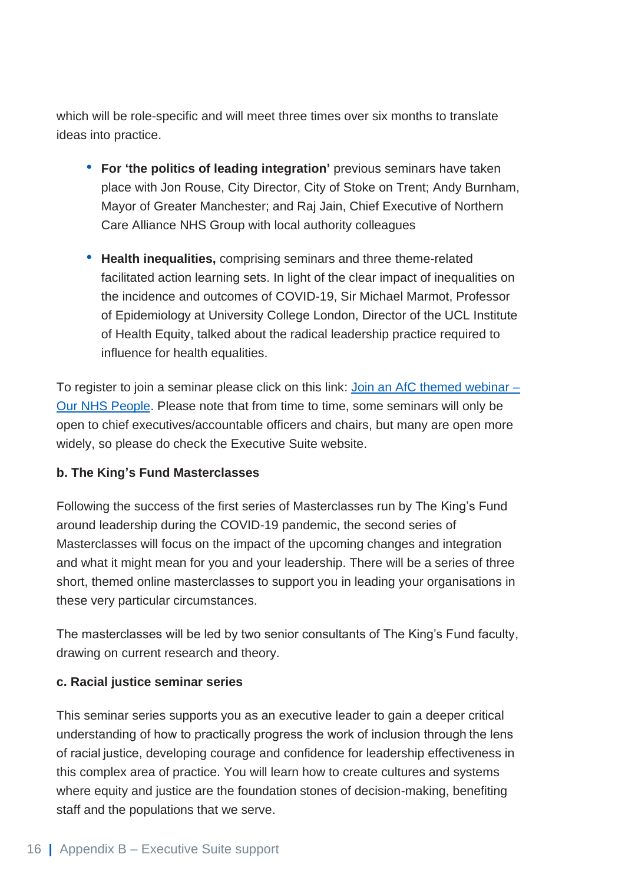which will be role-specific and will meet three times over six months to translate ideas into practice.

- **For 'the politics of leading integration'** previous seminars have taken place with Jon Rouse, City Director, City of Stoke on Trent; Andy Burnham, Mayor of Greater Manchester; and Raj Jain, Chief Executive of Northern Care Alliance NHS Group with local authority colleagues

- **Health inequalities,** comprising seminars and three theme-related facilitated action learning sets. In light of the clear impact of inequalities on the incidence and outcomes of COVID-19, Sir Michael Marmot, Professor of Epidemiology at University College London, Director of the UCL Institute of Health Equity, talked about the radical leadership practice required to influence for health equalities.

To register to join a seminar please click on this link: [Join an AfC themed webinar – Our NHS People](). Please note that from time to time, some seminars will only be open to chief executives/accountable officers and chairs, but many are open more widely, so please do check the Executive Suite website.

**b. The King's Fund Masterclasses**

Following the success of the first series of Masterclasses run by The King's Fund around leadership during the COVID-19 pandemic, the second series of Masterclasses will focus on the impact of the upcoming changes and integration and what it might mean for you and your leadership. There will be a series of three short, themed online masterclasses to support you in leading your organisations in these very particular circumstances.

The masterclasses will be led by two senior consultants of The King's Fund faculty, drawing on current research and theory.

**c. Racial justice seminar series**

This seminar series supports you as an executive leader to gain a deeper critical understanding of how to practically progress the work of inclusion through the lens of racial justice, developing courage and confidence for leadership effectiveness in this complex area of practice. You will learn how to create cultures and systems where equity and justice are the foundation stones of decision-making, benefiting staff and the populations that we serve.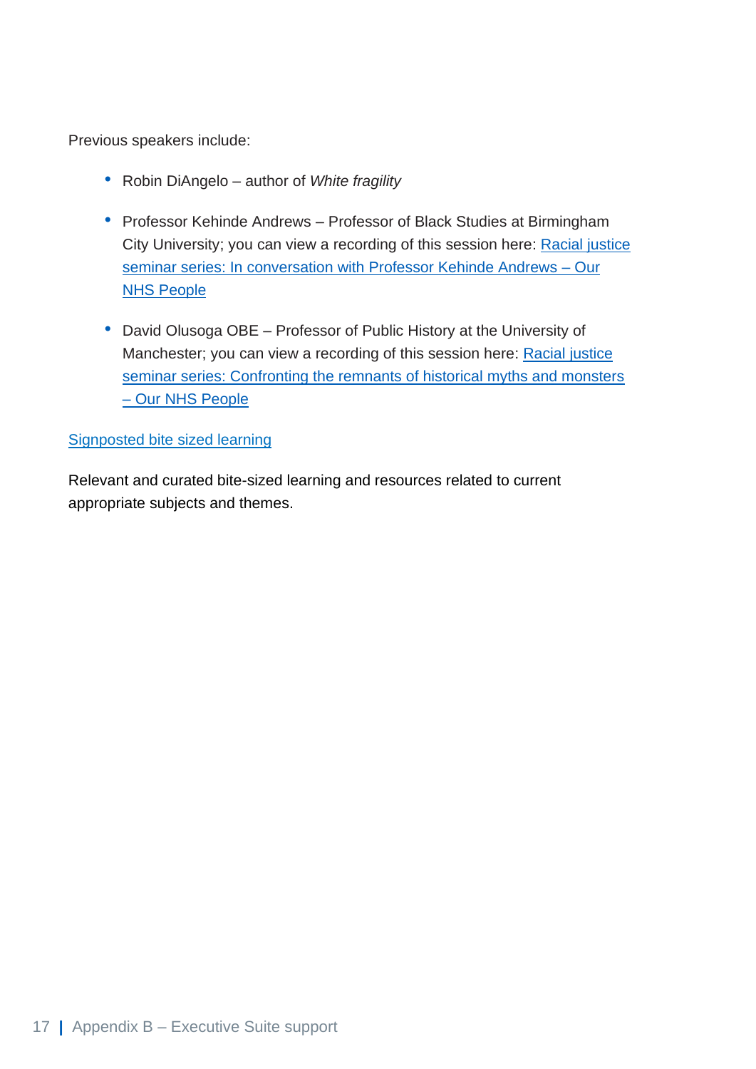Previous speakers include:

- Robin DiAngelo – author of *White fragility*
- Professor Kehinde Andrews – Professor of Black Studies at Birmingham City University; you can view a recording of this session here: [Racial justice seminar series: In conversation with Professor Kehinde Andrews – Our NHS People]()
- David Olusoga OBE – Professor of Public History at the University of Manchester; you can view a recording of this session here: [Racial justice seminar series: Confronting the remnants of historical myths and monsters – Our NHS People]()

[Signposted bite sized learning]()

Relevant and curated bite-sized learning and resources related to current appropriate subjects and themes.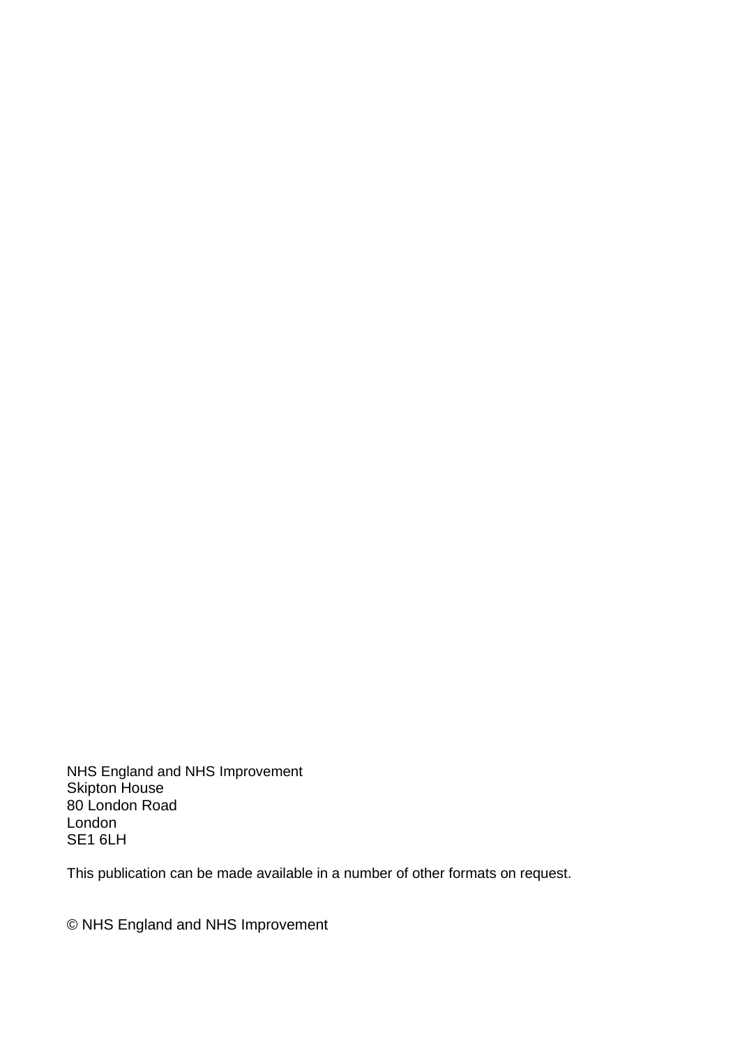NHS England and NHS Improvement
Skipton House
80 London Road
London
SE1 6LH

This publication can be made available in a number of other formats on request.

© NHS England and NHS Improvement